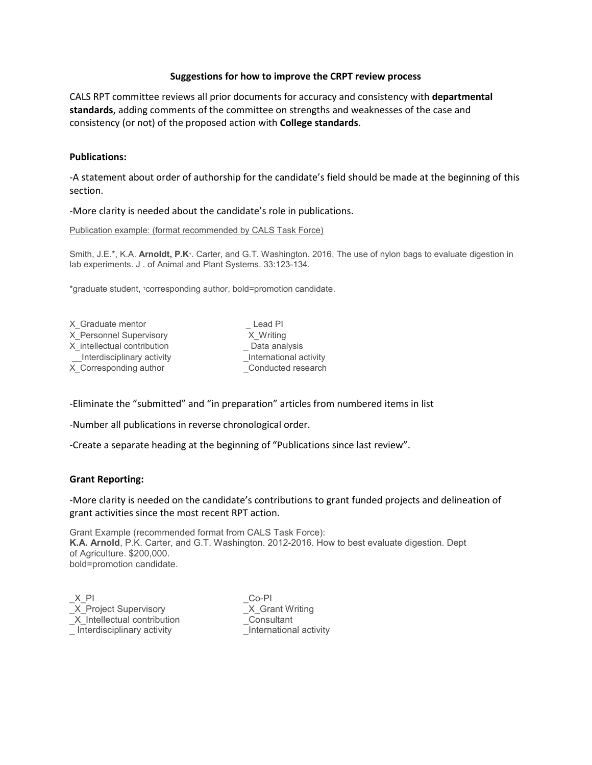**Suggestions for how to improve the CRPT review process**

CALS RPT committee reviews all prior documents for accuracy and consistency with **departmental standards**, adding comments of the committee on strengths and weaknesses of the case and consistency (or not) of the proposed action with **College standards**.

**Publications:**

-A statement about order of authorship for the candidate's field should be made at the beginning of this section.

-More clarity is needed about the candidate's role in publications.

Publication example: (format recommended by CALS Task Force)

Smith, J.E.*, K.A. **Arnoldt, P.K**[+]. Carter, and G.T. Washington. 2016. The use of nylon bags to evaluate digestion in lab experiments. J . of Animal and Plant Systems. 33:123-134.

*graduate student, [+]corresponding author, bold=promotion candidate.

X_Graduate mentor
X_Personnel Supervisory
X_intellectual contribution
__Interdisciplinary activity
X_Corresponding author
_ Lead PI
X_Writing
_ Data analysis
_International activity
_Conducted research

-Eliminate the "submitted" and "in preparation" articles from numbered items in list

-Number all publications in reverse chronological order.

-Create a separate heading at the beginning of "Publications since last review".

**Grant Reporting:**

-More clarity is needed on the candidate's contributions to grant funded projects and delineation of grant activities since the most recent RPT action.

Grant Example (recommended format from CALS Task Force):
**K.A. Arnold**, P.K. Carter, and G.T. Washington. 2012-2016. How to best evaluate digestion. Dept of Agriculture. $200,000.
bold=promotion candidate.

_X_PI
_X_Project Supervisory
_X_Intellectual contribution
_ Interdisciplinary activity
_Co-PI
_X_Grant Writing
_Consultant
_International activity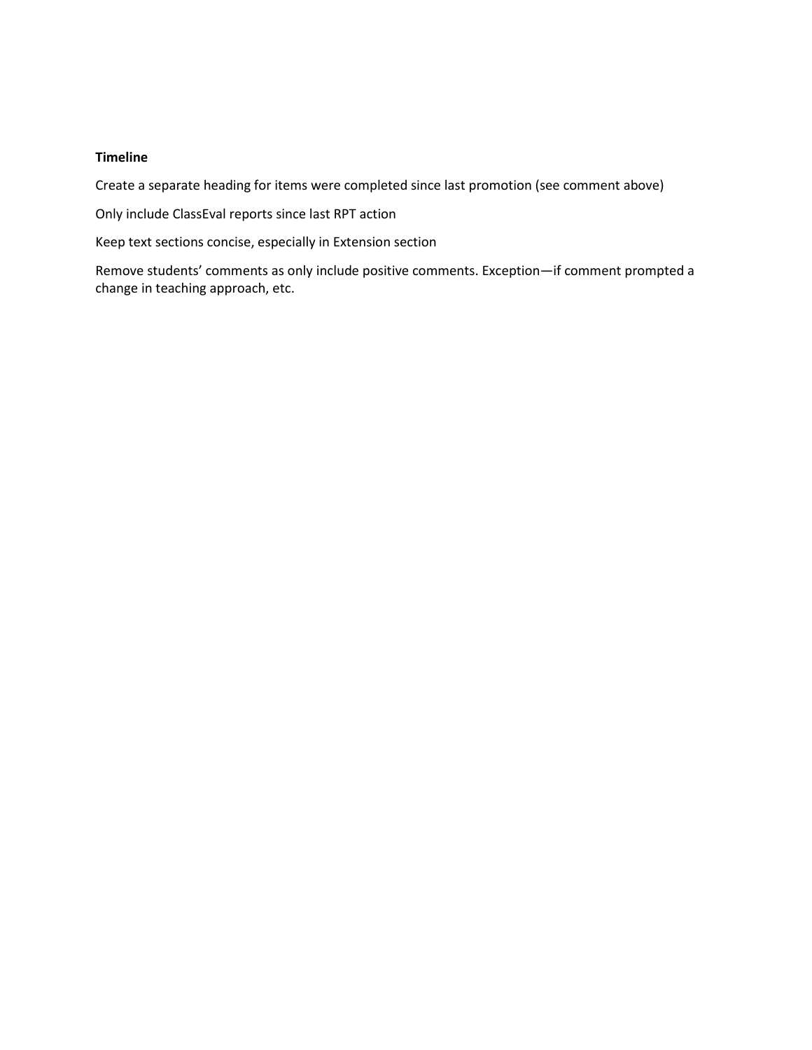**Timeline**

Create a separate heading for items were completed since last promotion (see comment above)

Only include ClassEval reports since last RPT action

Keep text sections concise, especially in Extension section

Remove students' comments as only include positive comments. Exception—if comment prompted a change in teaching approach, etc.